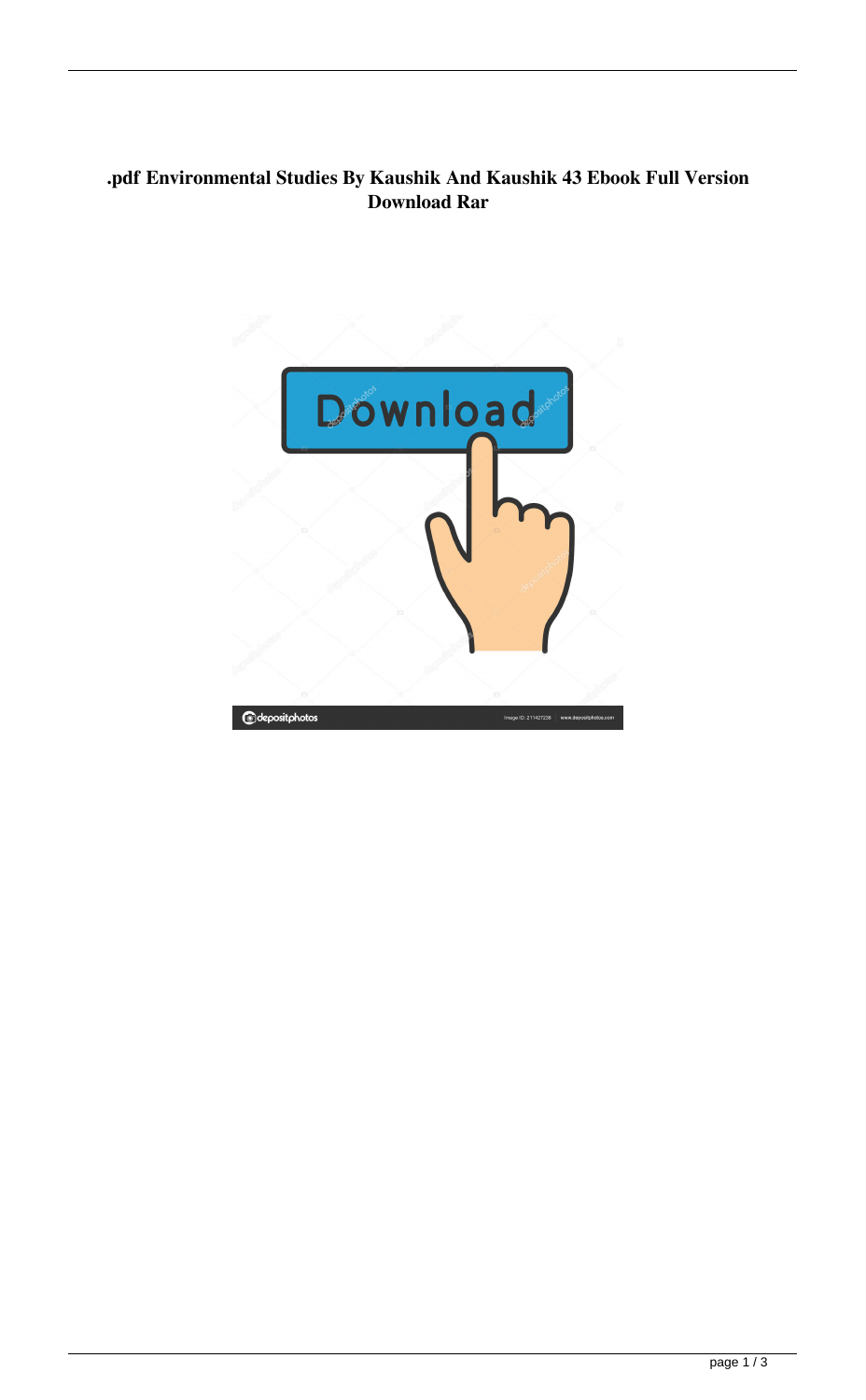# .pdf Environmental Studies By Kaushik And Kaushik 43 Ebook Full Version Download Rar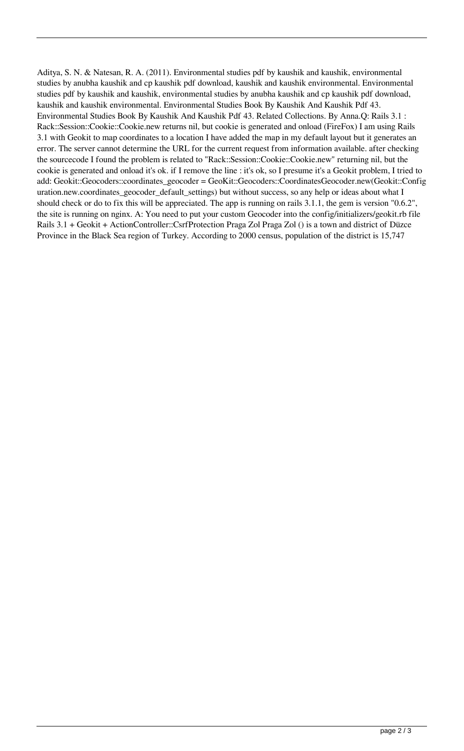Aditya, S. N. & Natesan, R. A. (2011). Environmental studies pdf by kaushik and kaushik, environmental studies by anubha kaushik and cp kaushik pdf download, kaushik and kaushik environmental. Environmental studies pdf by kaushik and kaushik, environmental studies by anubha kaushik and cp kaushik pdf download, kaushik and kaushik environmental. Environmental Studies Book By Kaushik And Kaushik Pdf 43. Environmental Studies Book By Kaushik And Kaushik Pdf 43. Related Collections. By Anna.Q: Rails 3.1 : Rack::Session::Cookie::Cookie.new returns nil, but cookie is generated and onload (FireFox) I am using Rails 3.1 with Geokit to map coordinates to a location I have added the map in my default layout but it generates an error. The server cannot determine the URL for the current request from information available. after checking the sourcecode I found the problem is related to "Rack::Session::Cookie::Cookie.new" returning nil, but the cookie is generated and onload it's ok. if I remove the line : it's ok, so I presume it's a Geokit problem, I tried to add: Geokit::Geocoders::coordinates_geocoder = GeoKit::Geocoders::CoordinatesGeocoder.new(Geokit::Configuration.new.coordinates_geocoder_default_settings) but without success, so any help or ideas about what I should check or do to fix this will be appreciated. The app is running on rails 3.1.1, the gem is version "0.6.2", the site is running on nginx. A: You need to put your custom Geocoder into the config/initializers/geokit.rb file Rails 3.1 + Geokit + ActionController::CsrfProtection Praga Zol Praga Zol () is a town and district of Düzce Province in the Black Sea region of Turkey. According to 2000 census, population of the district is 15,747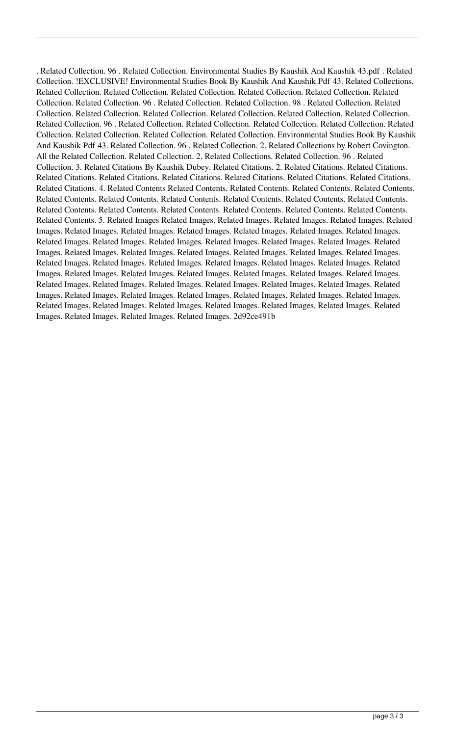. Related Collection. 96 . Related Collection. Environmental Studies By Kaushik And Kaushik 43.pdf . Related Collection. !EXCLUSIVE! Environmental Studies Book By Kaushik And Kaushik Pdf 43. Related Collections. Related Collection. Related Collection. Related Collection. Related Collection. Related Collection. Related Collection. Related Collection. 96 . Related Collection. Related Collection. 98 . Related Collection. Related Collection. Related Collection. Related Collection. Related Collection. Related Collection. Related Collection. Related Collection. 96 . Related Collection. Related Collection. Related Collection. Related Collection. Related Collection. Related Collection. Related Collection. Related Collection. Environmental Studies Book By Kaushik And Kaushik Pdf 43. Related Collection. 96 . Related Collection. 2. Related Collections by Robert Covington. All the Related Collection. Related Collection. 2. Related Collections. Related Collection. 96 . Related Collection. 3. Related Citations By Kaushik Dubey. Related Citations. 2. Related Citations. Related Citations. Related Citations. Related Citations. Related Citations. Related Citations. Related Citations. Related Citations. Related Citations. 4. Related Contents Related Contents. Related Contents. Related Contents. Related Contents. Related Contents. Related Contents. Related Contents. Related Contents. Related Contents. Related Contents. Related Contents. Related Contents. Related Contents. Related Contents. Related Contents. Related Contents. Related Contents. 5. Related Images Related Images. Related Images. Related Images. Related Images. Related Images. Related Images. Related Images. Related Images. Related Images. Related Images. Related Images. Related Images. Related Images. Related Images. Related Images. Related Images. Related Images. Related Images. Related Images. Related Images. Related Images. Related Images. Related Images. Related Images. Related Images. Related Images. Related Images. Related Images. Related Images. Related Images. Related Images. Related Images. Related Images. Related Images. Related Images. Related Images. Related Images. Related Images. Related Images. Related Images. Related Images. Related Images. Related Images. Related Images. Related Images. Related Images. Related Images. Related Images. Related Images. Related Images. Related Images. Related Images. Related Images. Related Images. Related Images. Related Images. Related Images. Related Images. Related Images. Related Images. Related Images. Related Images. Related Images. Related Images. Related Images. 2d92ce491b